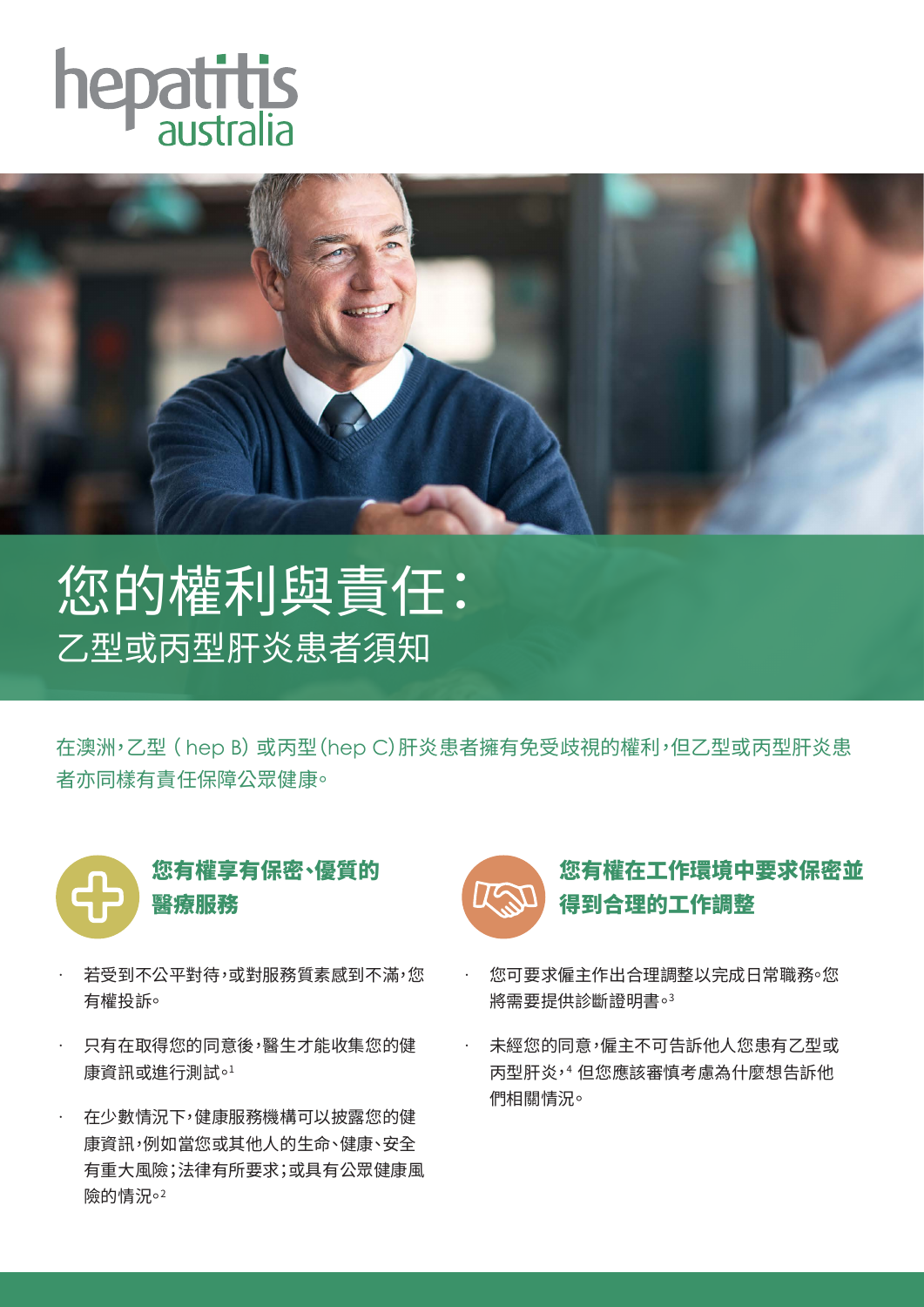hepatitis australia

# 您的權利與責任：

## 乙型或丙型肝炎患者須知

在澳洲，乙型（hep B）或丙型(hep C)肝炎患者擁有免受歧視的權利，但乙型或丙型肝炎患者亦同樣有責任保障公眾健康。

### 您有權享有保密、優質的醫療服務

- 若受到不公平對待，或對服務質素感到不滿，您有權投訴。
- 只有在取得您的同意後，醫生才能收集您的健康資訊或進行測試。[1]
- 在少數情況下，健康服務機構可以披露您的健康資訊，例如當您或其他人的生命、健康、安全有重大風險；法律有所要求；或具有公眾健康風險的情況。[2]

### 您有權在工作環境中要求保密並得到合理的工作調整

- 您可要求僱主作出合理調整以完成日常職務。您將需要提供診斷證明書。[3]
- 未經您的同意，僱主不可告訴他人您患有乙型或丙型肝炎，[4] 但您應該審慎考慮為什麼想告訴他們相關情況。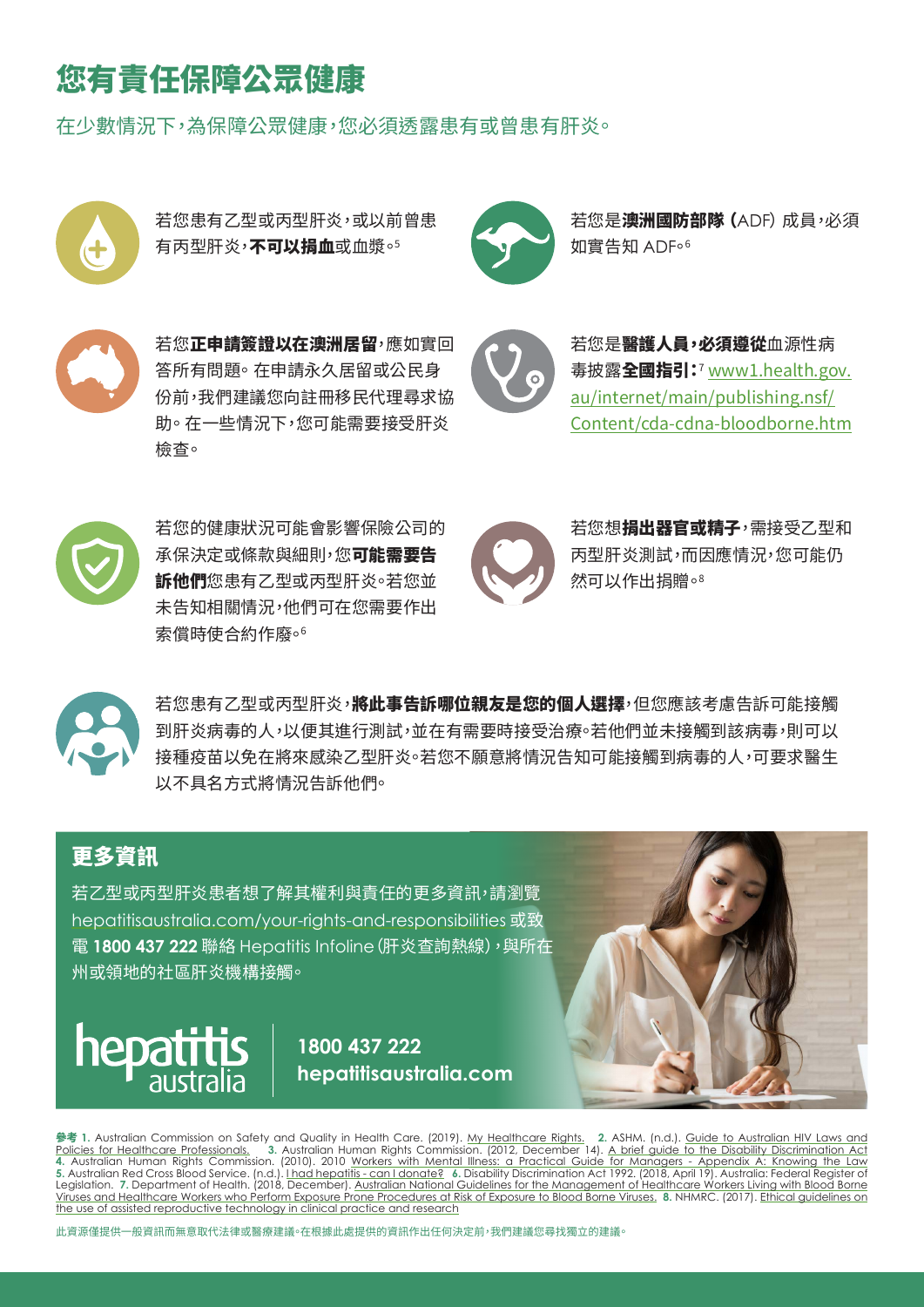# 您有責任保障公眾健康

在少數情況下，為保障公眾健康，您必須透露患有或曾患有肝炎。

若您患有乙型或丙型肝炎，或以前曾患有丙型肝炎，**不可以捐血**或血漿。[5]

若您是**澳洲國防部隊（**ADF）成員，必須如實告知 ADF。[6]

若您**正申請簽證以在澳洲居留**，應如實回答所有問題。在申請永久居留或公民身份前，我們建議您向註冊移民代理尋求協助。在一些情況下，您可能需要接受肝炎檢查。

若您是**醫護人員，必須遵從**血源性病毒披露**全國指引：**[7] www1.health.gov.au/internet/main/publishing.nsf/Content/cda-cdna-bloodborne.htm

若您的健康狀況可能會影響保險公司的承保決定或條款與細則，您**可能需要告訴他們**您患有乙型或丙型肝炎。若您並未告知相關情況，他們可在您需要作出索償時使合約作廢。[6]

若您想**捐出器官或精子**，需接受乙型和丙型肝炎測試，而因應情況，您可能仍然可以作出捐贈。[8]

若您患有乙型或丙型肝炎，**將此事告訴哪位親友是您的個人選擇**，但您應該考慮告訴可能接觸到肝炎病毒的人，以便其進行測試，並在有需要時接受治療。若他們並未接觸到該病毒，則可以接種疫苗以免在將來感染乙型肝炎。若您不願意將情況告知可能接觸到病毒的人，可要求醫生以不具名方式將情況告訴他們。

## 更多資訊

若乙型或丙型肝炎患者想了解其權利與責任的更多資訊，請瀏覽 hepatitisaustralia.com/your-rights-and-responsibilities 或致電 **1800 437 222** 聯絡 Hepatitis Infoline（肝炎查詢熱線），與所在州或領地的社區肝炎機構接觸。

hepatitis australia

**1800 437 222**
**hepatitisaustralia.com**

**參考** **1.** Australian Commission on Safety and Quality in Health Care. (2019). My Healthcare Rights. **2.** ASHM. (n.d.). Guide to Australian HIV Laws and Policies for Healthcare Professionals. **3.** Australian Human Rights Commission. (2012, December 14). A brief guide to the Disability Discrimination Act **4.** Australian Human Rights Commission. (2010). 2010 Workers with Mental Illness: a Practical Guide for Managers - Appendix A: Knowing the Law **5.** Australian Red Cross Blood Service. (n.d.). I had hepatitis - can I donate? **6.** Disability Discrimination Act 1992. (2018, April 19). Australia: Federal Register of Legislation. **7.** Department of Health. (2018, December). Australian National Guidelines for the Management of Healthcare Workers Living with Blood Borne Viruses and Healthcare Workers who Perform Exposure Prone Procedures at Risk of Exposure to Blood Borne Viruses. **8.** NHMRC. (2017). Ethical guidelines on the use of assisted reproductive technology in clinical practice and research

此資源僅提供一般資訊而無意取代法律或醫療建議。在根據此處提供的資訊作出任何決定前，我們建議您尋找獨立的建議。